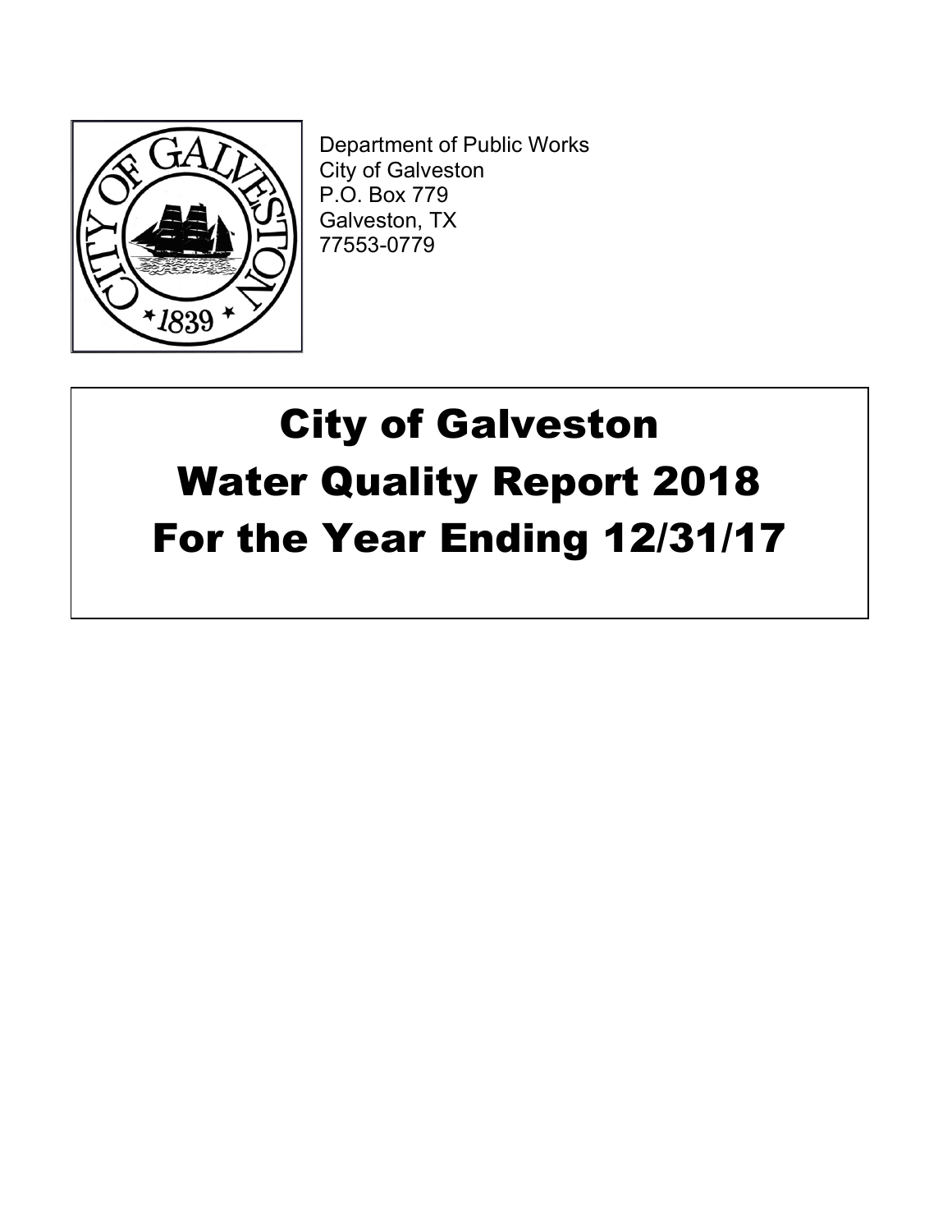Department of Public Works
City of Galveston
P.O. Box 779
Galveston, TX
77553-0779

# City of Galveston Water Quality Report 2018 For the Year Ending 12/31/17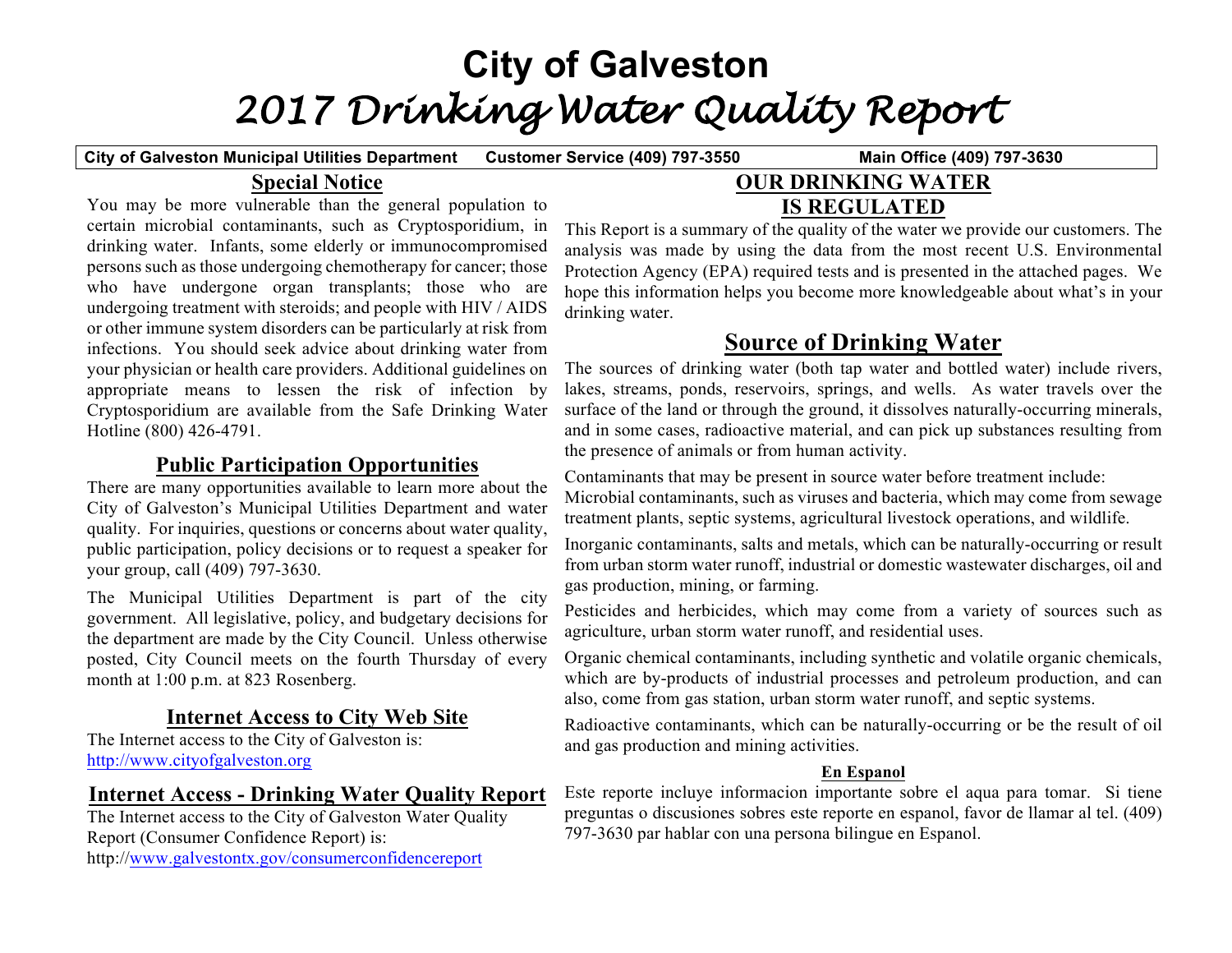# City of Galveston

# *2017 Drinking Water Quality Report*

**City of Galveston Municipal Utilities Department Customer Service (409) 797-3550 Main Office (409) 797-3630**

## Special Notice

You may be more vulnerable than the general population to certain microbial contaminants, such as Cryptosporidium, in drinking water. Infants, some elderly or immunocompromised persons such as those undergoing chemotherapy for cancer; those who have undergone organ transplants; those who are undergoing treatment with steroids; and people with HIV / AIDS or other immune system disorders can be particularly at risk from infections. You should seek advice about drinking water from your physician or health care providers. Additional guidelines on appropriate means to lessen the risk of infection by Cryptosporidium are available from the Safe Drinking Water Hotline (800) 426-4791.

## Public Participation Opportunities

There are many opportunities available to learn more about the City of Galveston's Municipal Utilities Department and water quality. For inquiries, questions or concerns about water quality, public participation, policy decisions or to request a speaker for your group, call (409) 797-3630.

The Municipal Utilities Department is part of the city government. All legislative, policy, and budgetary decisions for the department are made by the City Council. Unless otherwise posted, City Council meets on the fourth Thursday of every month at 1:00 p.m. at 823 Rosenberg.

## Internet Access to City Web Site

The Internet access to the City of Galveston is:
http://www.cityofgalveston.org

## Internet Access - Drinking Water Quality Report

The Internet access to the City of Galveston Water Quality Report (Consumer Confidence Report) is:
http://www.galvestontx.gov/consumerconfidencereport

## OUR DRINKING WATER IS REGULATED

This Report is a summary of the quality of the water we provide our customers. The analysis was made by using the data from the most recent U.S. Environmental Protection Agency (EPA) required tests and is presented in the attached pages. We hope this information helps you become more knowledgeable about what's in your drinking water.

## Source of Drinking Water

The sources of drinking water (both tap water and bottled water) include rivers, lakes, streams, ponds, reservoirs, springs, and wells. As water travels over the surface of the land or through the ground, it dissolves naturally-occurring minerals, and in some cases, radioactive material, and can pick up substances resulting from the presence of animals or from human activity.

Contaminants that may be present in source water before treatment include:
Microbial contaminants, such as viruses and bacteria, which may come from sewage treatment plants, septic systems, agricultural livestock operations, and wildlife.

Inorganic contaminants, salts and metals, which can be naturally-occurring or result from urban storm water runoff, industrial or domestic wastewater discharges, oil and gas production, mining, or farming.

Pesticides and herbicides, which may come from a variety of sources such as agriculture, urban storm water runoff, and residential uses.

Organic chemical contaminants, including synthetic and volatile organic chemicals, which are by-products of industrial processes and petroleum production, and can also, come from gas station, urban storm water runoff, and septic systems.

Radioactive contaminants, which can be naturally-occurring or be the result of oil and gas production and mining activities.

### En Espanol

Este reporte incluye informacion importante sobre el aqua para tomar. Si tiene preguntas o discusiones sobres este reporte en espanol, favor de llamar al tel. (409) 797-3630 par hablar con una persona bilingue en Espanol.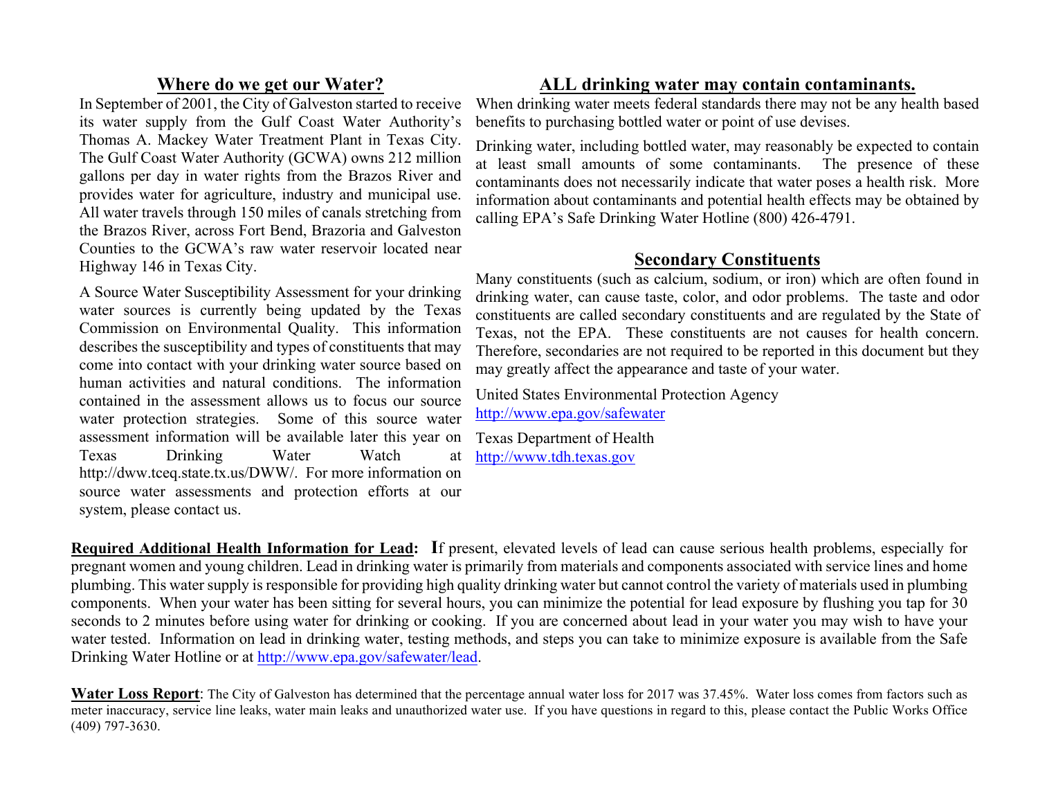## Where do we get our Water?

In September of 2001, the City of Galveston started to receive its water supply from the Gulf Coast Water Authority's Thomas A. Mackey Water Treatment Plant in Texas City. The Gulf Coast Water Authority (GCWA) owns 212 million gallons per day in water rights from the Brazos River and provides water for agriculture, industry and municipal use. All water travels through 150 miles of canals stretching from the Brazos River, across Fort Bend, Brazoria and Galveston Counties to the GCWA's raw water reservoir located near Highway 146 in Texas City.

A Source Water Susceptibility Assessment for your drinking water sources is currently being updated by the Texas Commission on Environmental Quality. This information describes the susceptibility and types of constituents that may come into contact with your drinking water source based on human activities and natural conditions. The information contained in the assessment allows us to focus our source water protection strategies. Some of this source water assessment information will be available later this year on Texas Drinking Water Watch at http://dww.tceq.state.tx.us/DWW/. For more information on source water assessments and protection efforts at our system, please contact us.

## ALL drinking water may contain contaminants.

When drinking water meets federal standards there may not be any health based benefits to purchasing bottled water or point of use devises.

Drinking water, including bottled water, may reasonably be expected to contain at least small amounts of some contaminants. The presence of these contaminants does not necessarily indicate that water poses a health risk. More information about contaminants and potential health effects may be obtained by calling EPA's Safe Drinking Water Hotline (800) 426-4791.

## Secondary Constituents

Many constituents (such as calcium, sodium, or iron) which are often found in drinking water, can cause taste, color, and odor problems. The taste and odor constituents are called secondary constituents and are regulated by the State of Texas, not the EPA. These constituents are not causes for health concern. Therefore, secondaries are not required to be reported in this document but they may greatly affect the appearance and taste of your water.

United States Environmental Protection Agency
http://www.epa.gov/safewater

Texas Department of Health
http://www.tdh.texas.gov

**Required Additional Health Information for Lead:** If present, elevated levels of lead can cause serious health problems, especially for pregnant women and young children. Lead in drinking water is primarily from materials and components associated with service lines and home plumbing. This water supply is responsible for providing high quality drinking water but cannot control the variety of materials used in plumbing components. When your water has been sitting for several hours, you can minimize the potential for lead exposure by flushing you tap for 30 seconds to 2 minutes before using water for drinking or cooking. If you are concerned about lead in your water you may wish to have your water tested. Information on lead in drinking water, testing methods, and steps you can take to minimize exposure is available from the Safe Drinking Water Hotline or at http://www.epa.gov/safewater/lead.

**Water Loss Report**: The City of Galveston has determined that the percentage annual water loss for 2017 was 37.45%. Water loss comes from factors such as meter inaccuracy, service line leaks, water main leaks and unauthorized water use. If you have questions in regard to this, please contact the Public Works Office (409) 797-3630.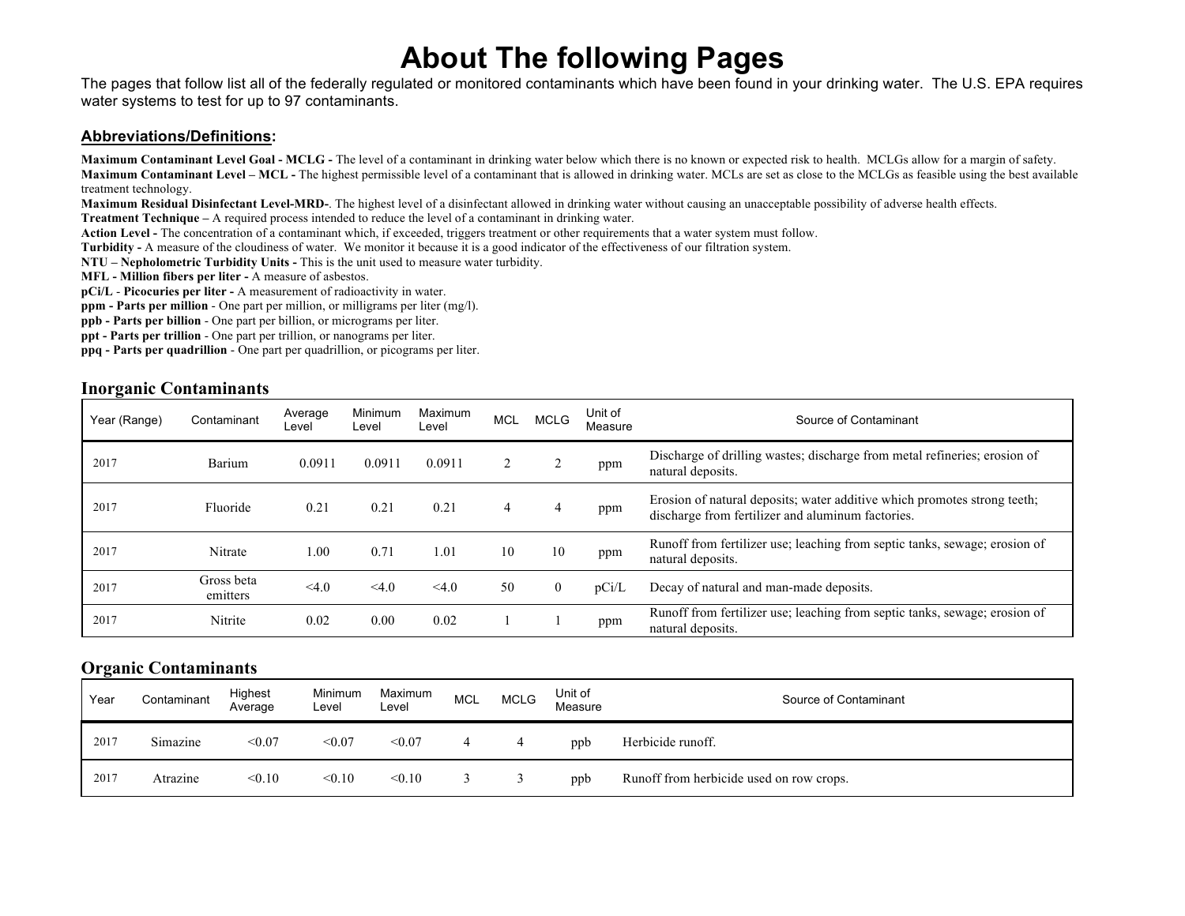# About The following Pages

The pages that follow list all of the federally regulated or monitored contaminants which have been found in your drinking water. The U.S. EPA requires water systems to test for up to 97 contaminants.

## Abbreviations/Definitions:

**Maximum Contaminant Level Goal - MCLG -** The level of a contaminant in drinking water below which there is no known or expected risk to health. MCLGs allow for a margin of safety.
**Maximum Contaminant Level – MCL -** The highest permissible level of a contaminant that is allowed in drinking water. MCLs are set as close to the MCLGs as feasible using the best available treatment technology.
**Maximum Residual Disinfectant Level-MRD-**. The highest level of a disinfectant allowed in drinking water without causing an unacceptable possibility of adverse health effects.
**Treatment Technique –** A required process intended to reduce the level of a contaminant in drinking water.
**Action Level -** The concentration of a contaminant which, if exceeded, triggers treatment or other requirements that a water system must follow.
**Turbidity -** A measure of the cloudiness of water. We monitor it because it is a good indicator of the effectiveness of our filtration system.
**NTU – Nephelometric Turbidity Units -** This is the unit used to measure water turbidity.
**MFL - Million fibers per liter -** A measure of asbestos.
**pCi/L** - **Picocuries per liter -** A measurement of radioactivity in water.
**ppm - Parts per million** - One part per million, or milligrams per liter (mg/l).
**ppb - Parts per billion** - One part per billion, or micrograms per liter.
**ppt - Parts per trillion** - One part per trillion, or nanograms per liter.
**ppq - Parts per quadrillion** - One part per quadrillion, or picograms per liter.

### Inorganic Contaminants

| Year (Range) | Contaminant | Average Level | Minimum Level | Maximum Level | MCL | MCLG | Unit of Measure | Source of Contaminant |
|---|---|---|---|---|---|---|---|---|
| 2017 | Barium | 0.0911 | 0.0911 | 0.0911 | 2 | 2 | ppm | Discharge of drilling wastes; discharge from metal refineries; erosion of natural deposits. |
| 2017 | Fluoride | 0.21 | 0.21 | 0.21 | 4 | 4 | ppm | Erosion of natural deposits; water additive which promotes strong teeth; discharge from fertilizer and aluminum factories. |
| 2017 | Nitrate | 1.00 | 0.71 | 1.01 | 10 | 10 | ppm | Runoff from fertilizer use; leaching from septic tanks, sewage; erosion of natural deposits. |
| 2017 | Gross beta emitters | <4.0 | <4.0 | <4.0 | 50 | 0 | pCi/L | Decay of natural and man-made deposits. |
| 2017 | Nitrite | 0.02 | 0.00 | 0.02 | 1 | 1 | ppm | Runoff from fertilizer use; leaching from septic tanks, sewage; erosion of natural deposits. |

### Organic Contaminants

| Year | Contaminant | Highest Average | Minimum Level | Maximum Level | MCL | MCLG | Unit of Measure | Source of Contaminant |
|---|---|---|---|---|---|---|---|---|
| 2017 | Simazine | <0.07 | <0.07 | <0.07 | 4 | 4 | ppb | Herbicide runoff. |
| 2017 | Atrazine | <0.10 | <0.10 | <0.10 | 3 | 3 | ppb | Runoff from herbicide used on row crops. |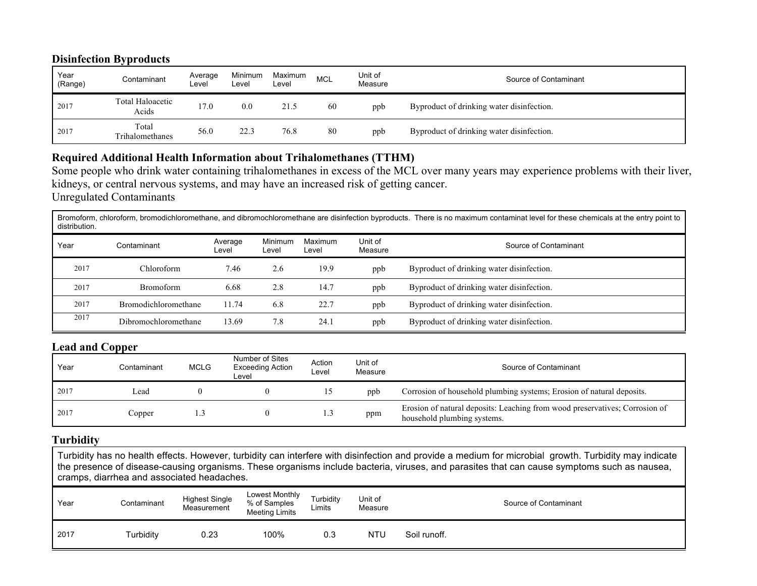## Disinfection Byproducts

| Year (Range) | Contaminant | Average Level | Minimum Level | Maximum Level | MCL | Unit of Measure | Source of Contaminant |
|---|---|---|---|---|---|---|---|
| 2017 | Total Haloacetic Acids | 17.0 | 0.0 | 21.5 | 60 | ppb | Byproduct of drinking water disinfection. |
| 2017 | Total Trihalomethanes | 56.0 | 22.3 | 76.8 | 80 | ppb | Byproduct of drinking water disinfection. |

## Required Additional Health Information about Trihalomethanes (TTHM)

Some people who drink water containing trihalomethanes in excess of the MCL over many years may experience problems with their liver, kidneys, or central nervous systems, and may have an increased risk of getting cancer.

Unregulated Contaminants

Bromoform, chloroform, bromodichloromethane, and dibromochloromethane are disinfection byproducts. There is no maximum contaminat level for these chemicals at the entry point to distribution.

| Year | Contaminant | Average Level | Minimum Level | Maximum Level | Unit of Measure | Source of Contaminant |
|---|---|---|---|---|---|---|
| 2017 | Chloroform | 7.46 | 2.6 | 19.9 | ppb | Byproduct of drinking water disinfection. |
| 2017 | Bromoform | 6.68 | 2.8 | 14.7 | ppb | Byproduct of drinking water disinfection. |
| 2017 | Bromodichloromethane | 11.74 | 6.8 | 22.7 | ppb | Byproduct of drinking water disinfection. |
| 2017 | Dibromochloromethane | 13.69 | 7.8 | 24.1 | ppb | Byproduct of drinking water disinfection. |

## Lead and Copper

| Year | Contaminant | MCLG | Number of Sites Exceeding Action Level | Action Level | Unit of Measure | Source of Contaminant |
|---|---|---|---|---|---|---|
| 2017 | Lead | 0 | 0 | 15 | ppb | Corrosion of household plumbing systems; Erosion of natural deposits. |
| 2017 | Copper | 1.3 | 0 | 1.3 | ppm | Erosion of natural deposits: Leaching from wood preservatives; Corrosion of household plumbing systems. |

## Turbidity

Turbidity has no health effects. However, turbidity can interfere with disinfection and provide a medium for microbial growth. Turbidity may indicate the presence of disease-causing organisms. These organisms include bacteria, viruses, and parasites that can cause symptoms such as nausea, cramps, diarrhea and associated headaches.

| Year | Contaminant | Highest Single Measurement | Lowest Monthly % of Samples Meeting Limits | Turbidity Limits | Unit of Measure | Source of Contaminant |
|---|---|---|---|---|---|---|
| 2017 | Turbidity | 0.23 | 100% | 0.3 | NTU | Soil runoff. |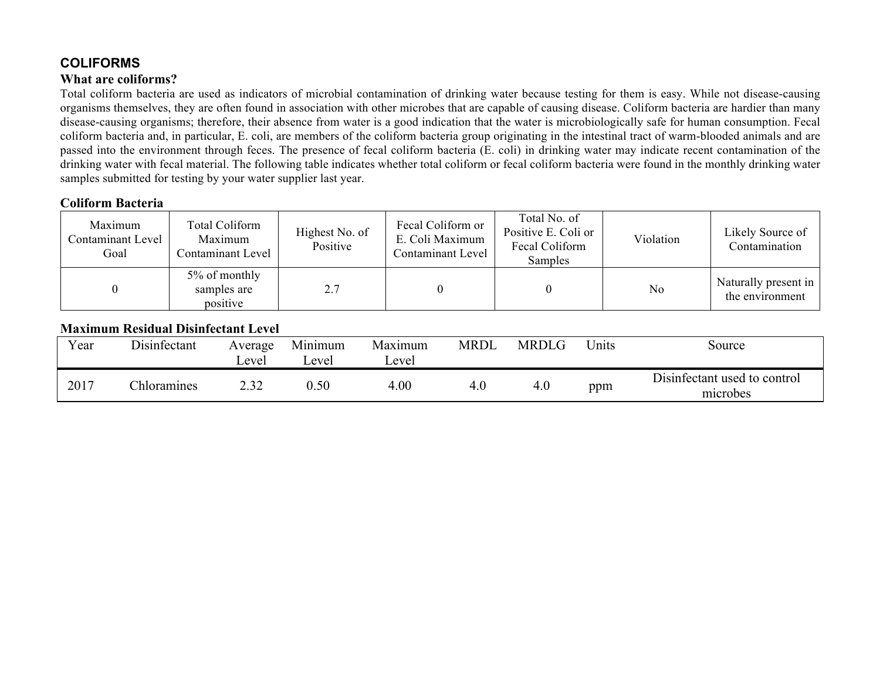## COLIFORMS

### What are coliforms?

Total coliform bacteria are used as indicators of microbial contamination of drinking water because testing for them is easy. While not disease-causing organisms themselves, they are often found in association with other microbes that are capable of causing disease. Coliform bacteria are hardier than many disease-causing organisms; therefore, their absence from water is a good indication that the water is microbiologically safe for human consumption. Fecal coliform bacteria and, in particular, E. coli, are members of the coliform bacteria group originating in the intestinal tract of warm-blooded animals and are passed into the environment through feces. The presence of fecal coliform bacteria (E. coli) in drinking water may indicate recent contamination of the drinking water with fecal material. The following table indicates whether total coliform or fecal coliform bacteria were found in the monthly drinking water samples submitted for testing by your water supplier last year.

### Coliform Bacteria

| Maximum Contaminant Level Goal | Total Coliform Maximum Contaminant Level | Highest No. of Positive | Fecal Coliform or E. Coli Maximum Contaminant Level | Total No. of Positive E. Coli or Fecal Coliform Samples | Violation | Likely Source of Contamination |
|---|---|---|---|---|---|---|
| 0 | 5% of monthly samples are positive | 2.7 | 0 | 0 | No | Naturally present in the environment |

### Maximum Residual Disinfectant Level

| Year | Disinfectant | Average Level | Minimum Level | Maximum Level | MRDL | MRDLG | Units | Source |
|---|---|---|---|---|---|---|---|---|
| 2017 | Chloramines | 2.32 | 0.50 | 4.00 | 4.0 | 4.0 | ppm | Disinfectant used to control microbes |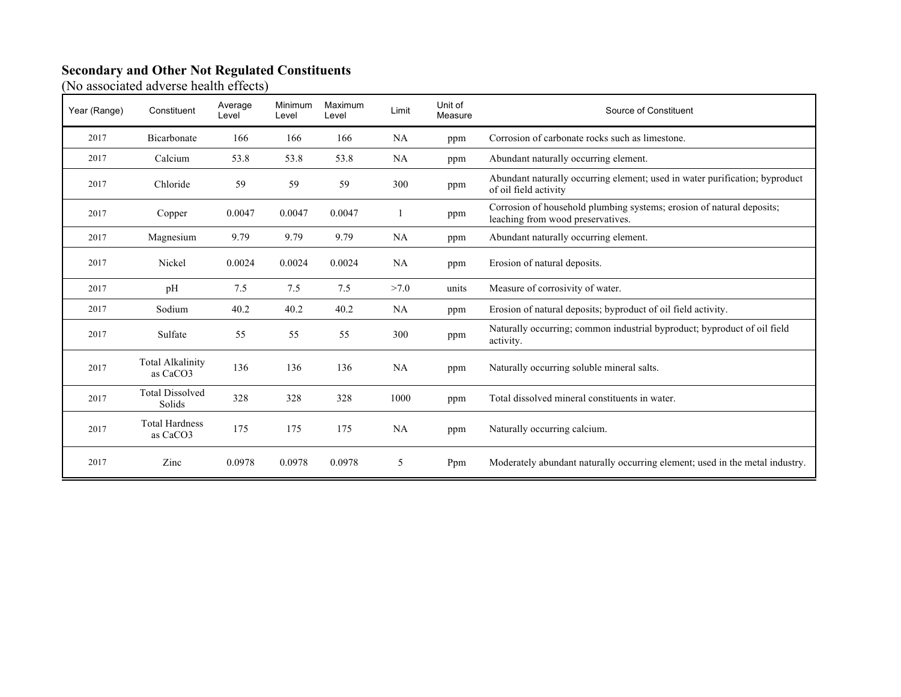**Secondary and Other Not Regulated Constituents**
(No associated adverse health effects)

| Year (Range) | Constituent | Average Level | Minimum Level | Maximum Level | Limit | Unit of Measure | Source of Constituent |
|---|---|---|---|---|---|---|---|
| 2017 | Bicarbonate | 166 | 166 | 166 | NA | ppm | Corrosion of carbonate rocks such as limestone. |
| 2017 | Calcium | 53.8 | 53.8 | 53.8 | NA | ppm | Abundant naturally occurring element. |
| 2017 | Chloride | 59 | 59 | 59 | 300 | ppm | Abundant naturally occurring element; used in water purification; byproduct of oil field activity |
| 2017 | Copper | 0.0047 | 0.0047 | 0.0047 | 1 | ppm | Corrosion of household plumbing systems; erosion of natural deposits; leaching from wood preservatives. |
| 2017 | Magnesium | 9.79 | 9.79 | 9.79 | NA | ppm | Abundant naturally occurring element. |
| 2017 | Nickel | 0.0024 | 0.0024 | 0.0024 | NA | ppm | Erosion of natural deposits. |
| 2017 | pH | 7.5 | 7.5 | 7.5 | >7.0 | units | Measure of corrosivity of water. |
| 2017 | Sodium | 40.2 | 40.2 | 40.2 | NA | ppm | Erosion of natural deposits; byproduct of oil field activity. |
| 2017 | Sulfate | 55 | 55 | 55 | 300 | ppm | Naturally occurring; common industrial byproduct; byproduct of oil field activity. |
| 2017 | Total Alkalinity as $CaCO_3$ | 136 | 136 | 136 | NA | ppm | Naturally occurring soluble mineral salts. |
| 2017 | Total Dissolved Solids | 328 | 328 | 328 | 1000 | ppm | Total dissolved mineral constituents in water. |
| 2017 | Total Hardness as $CaCO_3$ | 175 | 175 | 175 | NA | ppm | Naturally occurring calcium. |
| 2017 | Zinc | 0.0978 | 0.0978 | 0.0978 | 5 | Ppm | Moderately abundant naturally occurring element; used in the metal industry. |